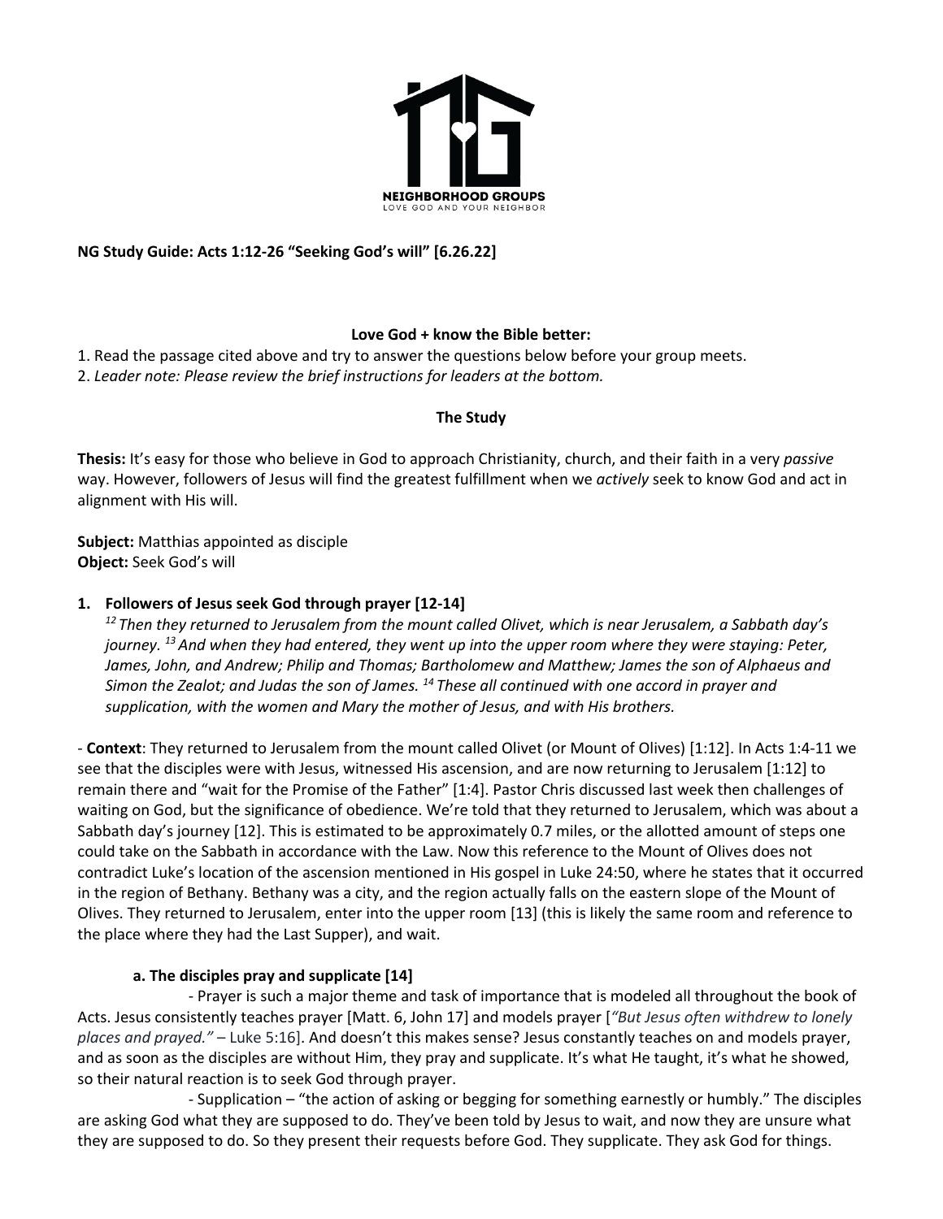NEIGHBORHOOD GROUPS
LOVE GOD AND YOUR NEIGHBOR

**NG Study Guide: Acts 1:12-26 "Seeking God's will" [6.26.22]**

**Love God + know the Bible better:**

1. Read the passage cited above and try to answer the questions below before your group meets.
2. *Leader note: Please review the brief instructions for leaders at the bottom.*

**The Study**

**Thesis:** It's easy for those who believe in God to approach Christianity, church, and their faith in a very *passive* way. However, followers of Jesus will find the greatest fulfillment when we *actively* seek to know God and act in alignment with His will.

**Subject:** Matthias appointed as disciple
**Object:** Seek God's will

1. **Followers of Jesus seek God through prayer [12-14]**

   *[12] Then they returned to Jerusalem from the mount called Olivet, which is near Jerusalem, a Sabbath day's journey. [13] And when they had entered, they went up into the upper room where they were staying: Peter, James, John, and Andrew; Philip and Thomas; Bartholomew and Matthew; James the son of Alphaeus and Simon the Zealot; and Judas the son of James. [14] These all continued with one accord in prayer and supplication, with the women and Mary the mother of Jesus, and with His brothers.*

- **Context**: They returned to Jerusalem from the mount called Olivet (or Mount of Olives) [1:12]. In Acts 1:4-11 we see that the disciples were with Jesus, witnessed His ascension, and are now returning to Jerusalem [1:12] to remain there and "wait for the Promise of the Father" [1:4]. Pastor Chris discussed last week then challenges of waiting on God, but the significance of obedience. We're told that they returned to Jerusalem, which was about a Sabbath day's journey [12]. This is estimated to be approximately 0.7 miles, or the allotted amount of steps one could take on the Sabbath in accordance with the Law. Now this reference to the Mount of Olives does not contradict Luke's location of the ascension mentioned in His gospel in Luke 24:50, where he states that it occurred in the region of Bethany. Bethany was a city, and the region actually falls on the eastern slope of the Mount of Olives. They returned to Jerusalem, enter into the upper room [13] (this is likely the same room and reference to the place where they had the Last Supper), and wait.

**a. The disciples pray and supplicate [14]**

- Prayer is such a major theme and task of importance that is modeled all throughout the book of Acts. Jesus consistently teaches prayer [Matt. 6, John 17] and models prayer [*"But Jesus often withdrew to lonely places and prayed."* – Luke 5:16]. And doesn't this make sense? Jesus constantly teaches on and models prayer, and as soon as the disciples are without Him, they pray and supplicate. It's what He taught, it's what he showed, so their natural reaction is to seek God through prayer.

- Supplication – "the action of asking or begging for something earnestly or humbly." The disciples are asking God what they are supposed to do. They've been told by Jesus to wait, and now they are unsure what they are supposed to do. So they present their requests before God. They supplicate. They ask God for things.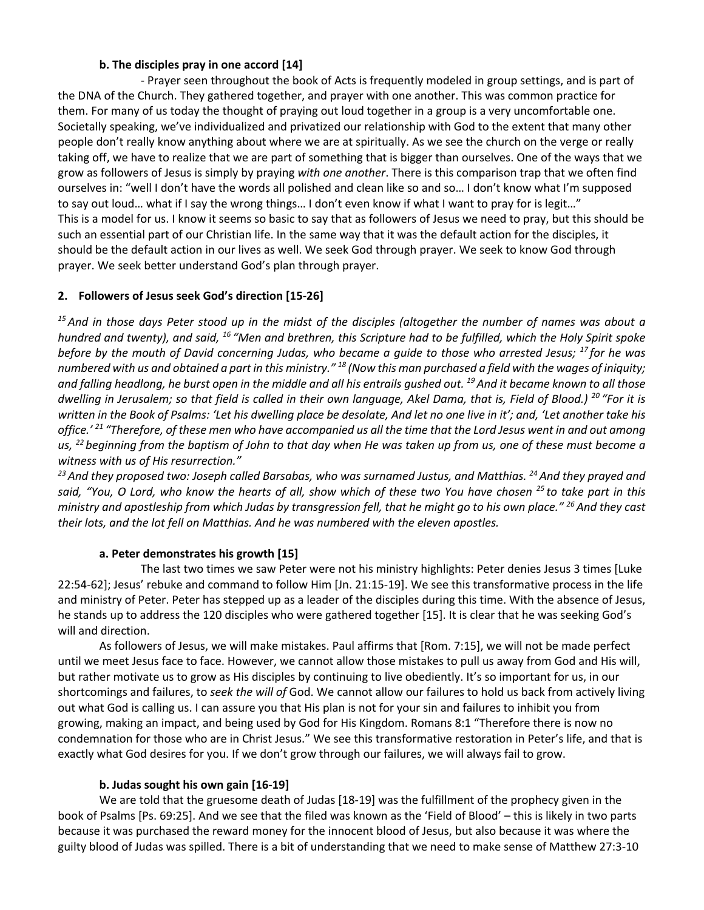#### b. The disciples pray in one accord [14]

- Prayer seen throughout the book of Acts is frequently modeled in group settings, and is part of the DNA of the Church. They gathered together, and prayer with one another. This was common practice for them. For many of us today the thought of praying out loud together in a group is a very uncomfortable one. Societally speaking, we've individualized and privatized our relationship with God to the extent that many other people don't really know anything about where we are at spiritually. As we see the church on the verge or really taking off, we have to realize that we are part of something that is bigger than ourselves. One of the ways that we grow as followers of Jesus is simply by praying *with one another*. There is this comparison trap that we often find ourselves in: "well I don't have the words all polished and clean like so and so… I don't know what I'm supposed to say out loud… what if I say the wrong things… I don't even know if what I want to pray for is legit…"

This is a model for us. I know it seems so basic to say that as followers of Jesus we need to pray, but this should be such an essential part of our Christian life. In the same way that it was the default action for the disciples, it should be the default action in our lives as well. We seek God through prayer. We seek to know God through prayer. We seek better understand God's plan through prayer.

### 2. Followers of Jesus seek God's direction [15-26]

*[15] And in those days Peter stood up in the midst of the disciples (altogether the number of names was about a hundred and twenty), and said, [16] "Men and brethren, this Scripture had to be fulfilled, which the Holy Spirit spoke before by the mouth of David concerning Judas, who became a guide to those who arrested Jesus; [17] for he was numbered with us and obtained a part in this ministry." [18] (Now this man purchased a field with the wages of iniquity; and falling headlong, he burst open in the middle and all his entrails gushed out. [19] And it became known to all those dwelling in Jerusalem; so that field is called in their own language, Akel Dama, that is, Field of Blood.) [20] "For it is written in the Book of Psalms: 'Let his dwelling place be desolate, And let no one live in it'; and, 'Let another take his office.' [21] "Therefore, of these men who have accompanied us all the time that the Lord Jesus went in and out among us, [22] beginning from the baptism of John to that day when He was taken up from us, one of these must become a witness with us of His resurrection."*

*[23] And they proposed two: Joseph called Barsabas, who was surnamed Justus, and Matthias. [24] And they prayed and said, "You, O Lord, who know the hearts of all, show which of these two You have chosen [25] to take part in this ministry and apostleship from which Judas by transgression fell, that he might go to his own place." [26] And they cast their lots, and the lot fell on Matthias. And he was numbered with the eleven apostles.*

#### a. Peter demonstrates his growth [15]

The last two times we saw Peter were not his ministry highlights: Peter denies Jesus 3 times [Luke 22:54-62]; Jesus' rebuke and command to follow Him [Jn. 21:15-19]. We see this transformative process in the life and ministry of Peter. Peter has stepped up as a leader of the disciples during this time. With the absence of Jesus, he stands up to address the 120 disciples who were gathered together [15]. It is clear that he was seeking God's will and direction.

As followers of Jesus, we will make mistakes. Paul affirms that [Rom. 7:15], we will not be made perfect until we meet Jesus face to face. However, we cannot allow those mistakes to pull us away from God and His will, but rather motivate us to grow as His disciples by continuing to live obediently. It's so important for us, in our shortcomings and failures, to *seek the will of* God. We cannot allow our failures to hold us back from actively living out what God is calling us. I can assure you that His plan is not for your sin and failures to inhibit you from growing, making an impact, and being used by God for His Kingdom. Romans 8:1 "Therefore there is now no condemnation for those who are in Christ Jesus." We see this transformative restoration in Peter's life, and that is exactly what God desires for you. If we don't grow through our failures, we will always fail to grow.

#### b. Judas sought his own gain [16-19]

We are told that the gruesome death of Judas [18-19] was the fulfillment of the prophecy given in the book of Psalms [Ps. 69:25]. And we see that the filed was known as the 'Field of Blood' – this is likely in two parts because it was purchased the reward money for the innocent blood of Jesus, but also because it was where the guilty blood of Judas was spilled. There is a bit of understanding that we need to make sense of Matthew 27:3-10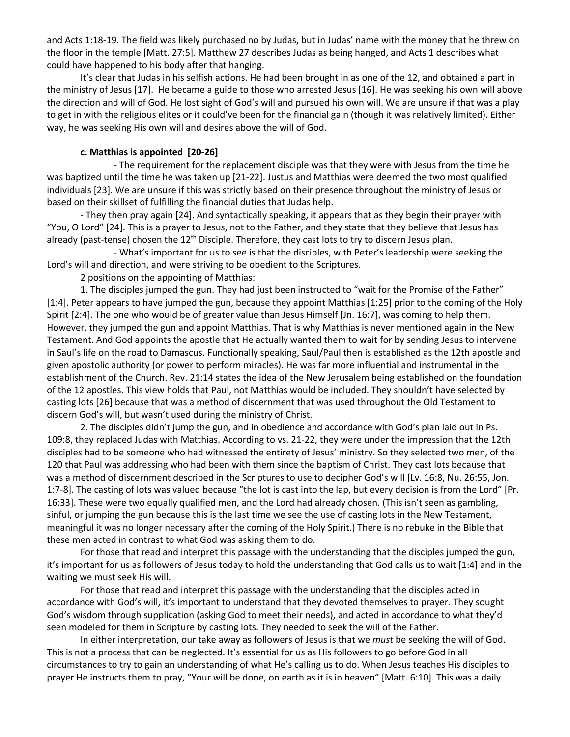and Acts 1:18-19. The field was likely purchased no by Judas, but in Judas' name with the money that he threw on the floor in the temple [Matt. 27:5]. Matthew 27 describes Judas as being hanged, and Acts 1 describes what could have happened to his body after that hanging.

It's clear that Judas in his selfish actions. He had been brought in as one of the 12, and obtained a part in the ministry of Jesus [17]. He became a guide to those who arrested Jesus [16]. He was seeking his own will above the direction and will of God. He lost sight of God's will and pursued his own will. We are unsure if that was a play to get in with the religious elites or it could've been for the financial gain (though it was relatively limited). Either way, he was seeking His own will and desires above the will of God.

**c. Matthias is appointed [20-26]**

- The requirement for the replacement disciple was that they were with Jesus from the time he was baptized until the time he was taken up [21-22]. Justus and Matthias were deemed the two most qualified individuals [23]. We are unsure if this was strictly based on their presence throughout the ministry of Jesus or based on their skillset of fulfilling the financial duties that Judas help.

- They then pray again [24]. And syntactically speaking, it appears that as they begin their prayer with "You, O Lord" [24]. This is a prayer to Jesus, not to the Father, and they state that they believe that Jesus has already (past-tense) chosen the 12th Disciple. Therefore, they cast lots to try to discern Jesus plan.

- What's important for us to see is that the disciples, with Peter's leadership were seeking the Lord's will and direction, and were striving to be obedient to the Scriptures.

2 positions on the appointing of Matthias:

1. The disciples jumped the gun. They had just been instructed to "wait for the Promise of the Father" [1:4]. Peter appears to have jumped the gun, because they appoint Matthias [1:25] prior to the coming of the Holy Spirit [2:4]. The one who would be of greater value than Jesus Himself [Jn. 16:7], was coming to help them. However, they jumped the gun and appoint Matthias. That is why Matthias is never mentioned again in the New Testament. And God appoints the apostle that He actually wanted them to wait for by sending Jesus to intervene in Saul's life on the road to Damascus. Functionally speaking, Saul/Paul then is established as the 12th apostle and given apostolic authority (or power to perform miracles). He was far more influential and instrumental in the establishment of the Church. Rev. 21:14 states the idea of the New Jerusalem being established on the foundation of the 12 apostles. This view holds that Paul, not Matthias would be included. They shouldn't have selected by casting lots [26] because that was a method of discernment that was used throughout the Old Testament to discern God's will, but wasn't used during the ministry of Christ.

2. The disciples didn't jump the gun, and in obedience and accordance with God's plan laid out in Ps. 109:8, they replaced Judas with Matthias. According to vs. 21-22, they were under the impression that the 12th disciples had to be someone who had witnessed the entirety of Jesus' ministry. So they selected two men, of the 120 that Paul was addressing who had been with them since the baptism of Christ. They cast lots because that was a method of discernment described in the Scriptures to use to decipher God's will [Lv. 16:8, Nu. 26:55, Jon. 1:7-8]. The casting of lots was valued because "the lot is cast into the lap, but every decision is from the Lord" [Pr. 16:33]. These were two equally qualified men, and the Lord had already chosen. (This isn't seen as gambling, sinful, or jumping the gun because this is the last time we see the use of casting lots in the New Testament, meaningful it was no longer necessary after the coming of the Holy Spirit.) There is no rebuke in the Bible that these men acted in contrast to what God was asking them to do.

For those that read and interpret this passage with the understanding that the disciples jumped the gun, it's important for us as followers of Jesus today to hold the understanding that God calls us to wait [1:4] and in the waiting we must seek His will.

For those that read and interpret this passage with the understanding that the disciples acted in accordance with God's will, it's important to understand that they devoted themselves to prayer. They sought God's wisdom through supplication (asking God to meet their needs), and acted in accordance to what they'd seen modeled for them in Scripture by casting lots. They needed to seek the will of the Father.

In either interpretation, our take away as followers of Jesus is that we *must* be seeking the will of God. This is not a process that can be neglected. It's essential for us as His followers to go before God in all circumstances to try to gain an understanding of what He's calling us to do. When Jesus teaches His disciples to prayer He instructs them to pray, "Your will be done, on earth as it is in heaven" [Matt. 6:10]. This was a daily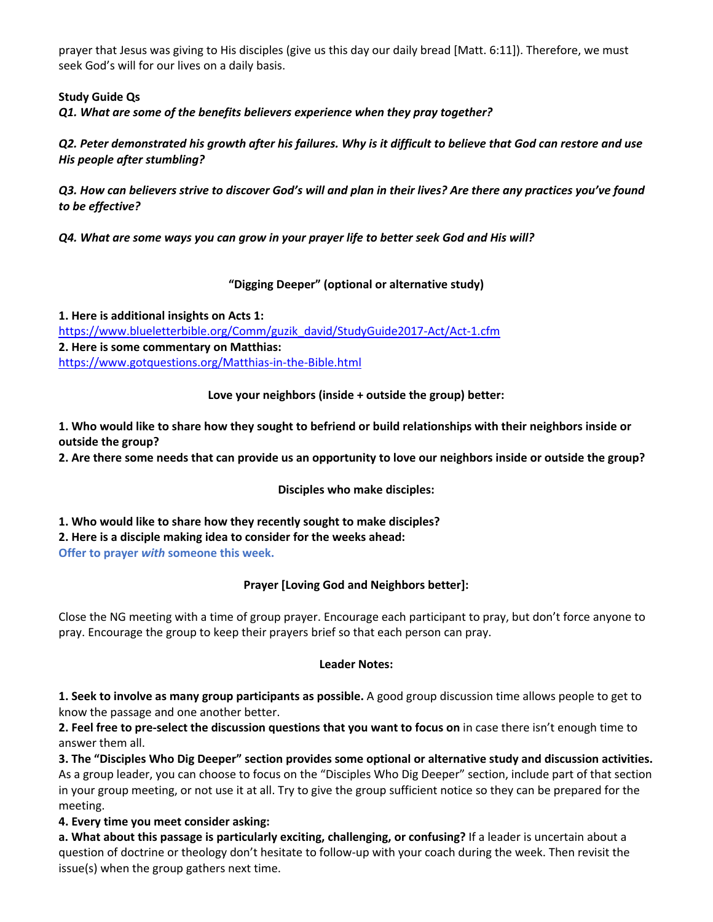prayer that Jesus was giving to His disciples (give us this day our daily bread [Matt. 6:11]). Therefore, we must seek God's will for our lives on a daily basis.

**Study Guide Qs**

***Q1. What are some of the benefits believers experience when they pray together?***

***Q2. Peter demonstrated his growth after his failures. Why is it difficult to believe that God can restore and use His people after stumbling?***

***Q3. How can believers strive to discover God's will and plan in their lives? Are there any practices you've found to be effective?***

***Q4. What are some ways you can grow in your prayer life to better seek God and His will?***

### "Digging Deeper" (optional or alternative study)

**1. Here is additional insights on Acts 1:**
https://www.blueletterbible.org/Comm/guzik_david/StudyGuide2017-Act/Act-1.cfm
**2. Here is some commentary on Matthias:**
https://www.gotquestions.org/Matthias-in-the-Bible.html

### Love your neighbors (inside + outside the group) better:

**1. Who would like to share how they sought to befriend or build relationships with their neighbors inside or outside the group?**
**2. Are there some needs that can provide us an opportunity to love our neighbors inside or outside the group?**

### Disciples who make disciples:

**1. Who would like to share how they recently sought to make disciples?**
**2. Here is a disciple making idea to consider for the weeks ahead:**
**Offer to prayer *with* someone this week.**

### Prayer [Loving God and Neighbors better]:

Close the NG meeting with a time of group prayer. Encourage each participant to pray, but don't force anyone to pray. Encourage the group to keep their prayers brief so that each person can pray.

### Leader Notes:

**1. Seek to involve as many group participants as possible.** A good group discussion time allows people to get to know the passage and one another better.
**2. Feel free to pre-select the discussion questions that you want to focus on** in case there isn't enough time to answer them all.
**3. The "Disciples Who Dig Deeper" section provides some optional or alternative study and discussion activities.** As a group leader, you can choose to focus on the "Disciples Who Dig Deeper" section, include part of that section in your group meeting, or not use it at all. Try to give the group sufficient notice so they can be prepared for the meeting.
**4. Every time you meet consider asking:**
**a. What about this passage is particularly exciting, challenging, or confusing?** If a leader is uncertain about a question of doctrine or theology don't hesitate to follow-up with your coach during the week. Then revisit the issue(s) when the group gathers next time.